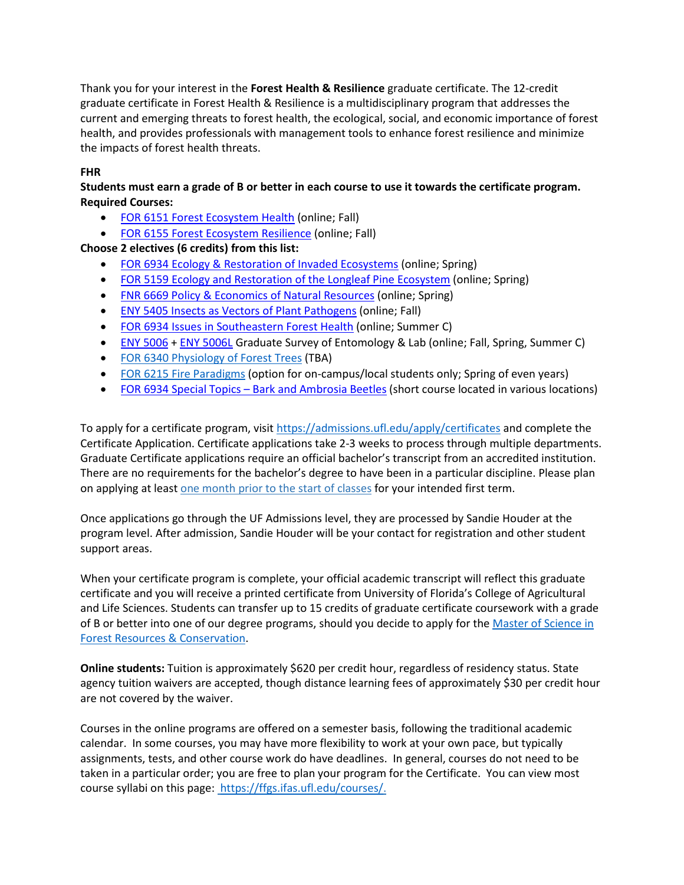Thank you for your interest in the **Forest Health & Resilience** graduate certificate. The 12-credit graduate certificate in Forest Health & Resilience is a multidisciplinary program that addresses the current and emerging threats to forest health, the ecological, social, and economic importance of forest health, and provides professionals with management tools to enhance forest resilience and minimize the impacts of forest health threats.

**FHR**

**Students must earn a grade of B or better in each course to use it towards the certificate program.**

**Required Courses:**

- FOR 6151 Forest Ecosystem Health (online; Fall)
- FOR 6155 Forest Ecosystem Resilience (online; Fall)

**Choose 2 electives (6 credits) from this list:**

- FOR 6934 Ecology & Restoration of Invaded Ecosystems (online; Spring)
- FOR 5159 Ecology and Restoration of the Longleaf Pine Ecosystem (online; Spring)
- FNR 6669 Policy & Economics of Natural Resources (online; Spring)
- ENY 5405 Insects as Vectors of Plant Pathogens (online; Fall)
- FOR 6934 Issues in Southeastern Forest Health (online; Summer C)
- ENY 5006 + ENY 5006L Graduate Survey of Entomology & Lab (online; Fall, Spring, Summer C)
- FOR 6340 Physiology of Forest Trees (TBA)
- FOR 6215 Fire Paradigms (option for on-campus/local students only; Spring of even years)
- FOR 6934 Special Topics – Bark and Ambrosia Beetles (short course located in various locations)

To apply for a certificate program, visit https://admissions.ufl.edu/apply/certificates and complete the Certificate Application. Certificate applications take 2-3 weeks to process through multiple departments. Graduate Certificate applications require an official bachelor's transcript from an accredited institution. There are no requirements for the bachelor's degree to have been in a particular discipline. Please plan on applying at least one month prior to the start of classes for your intended first term.

Once applications go through the UF Admissions level, they are processed by Sandie Houder at the program level. After admission, Sandie Houder will be your contact for registration and other student support areas.

When your certificate program is complete, your official academic transcript will reflect this graduate certificate and you will receive a printed certificate from University of Florida's College of Agricultural and Life Sciences. Students can transfer up to 15 credits of graduate certificate coursework with a grade of B or better into one of our degree programs, should you decide to apply for the Master of Science in Forest Resources & Conservation.

**Online students:** Tuition is approximately $620 per credit hour, regardless of residency status. State agency tuition waivers are accepted, though distance learning fees of approximately $30 per credit hour are not covered by the waiver.

Courses in the online programs are offered on a semester basis, following the traditional academic calendar. In some courses, you may have more flexibility to work at your own pace, but typically assignments, tests, and other course work do have deadlines. In general, courses do not need to be taken in a particular order; you are free to plan your program for the Certificate. You can view most course syllabi on this page: https://ffgs.ifas.ufl.edu/courses/.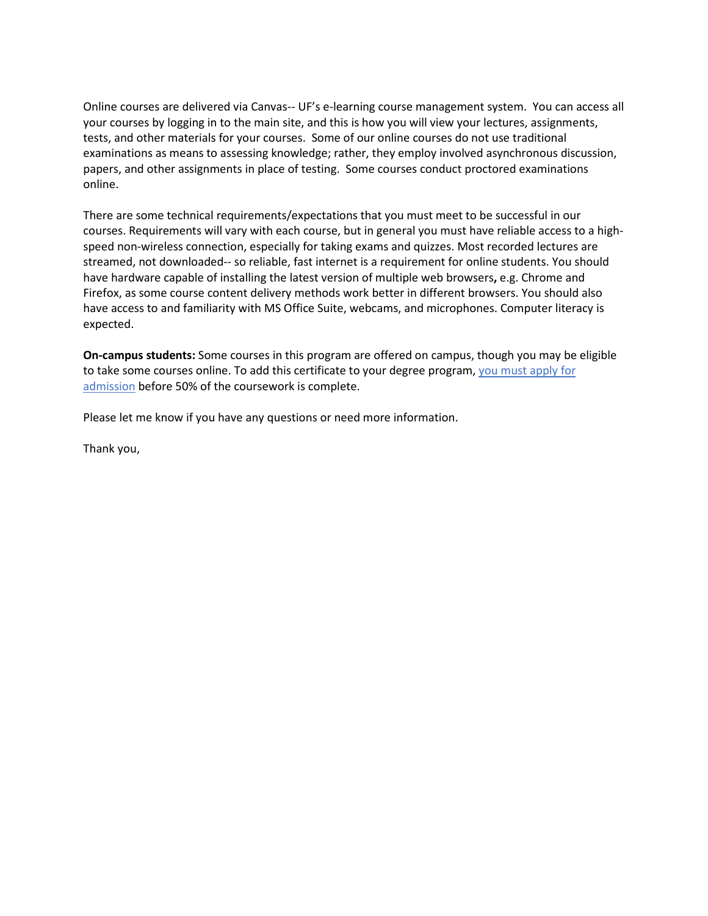Online courses are delivered via Canvas-- UF's e-learning course management system. You can access all your courses by logging in to the main site, and this is how you will view your lectures, assignments, tests, and other materials for your courses. Some of our online courses do not use traditional examinations as means to assessing knowledge; rather, they employ involved asynchronous discussion, papers, and other assignments in place of testing. Some courses conduct proctored examinations online.

There are some technical requirements/expectations that you must meet to be successful in our courses. Requirements will vary with each course, but in general you must have reliable access to a high-speed non-wireless connection, especially for taking exams and quizzes. Most recorded lectures are streamed, not downloaded-- so reliable, fast internet is a requirement for online students. You should have hardware capable of installing the latest version of multiple web browsers**,** e.g. Chrome and Firefox, as some course content delivery methods work better in different browsers. You should also have access to and familiarity with MS Office Suite, webcams, and microphones. Computer literacy is expected.

**On-campus students:** Some courses in this program are offered on campus, though you may be eligible to take some courses online. To add this certificate to your degree program, you must apply for admission before 50% of the coursework is complete.

Please let me know if you have any questions or need more information.

Thank you,